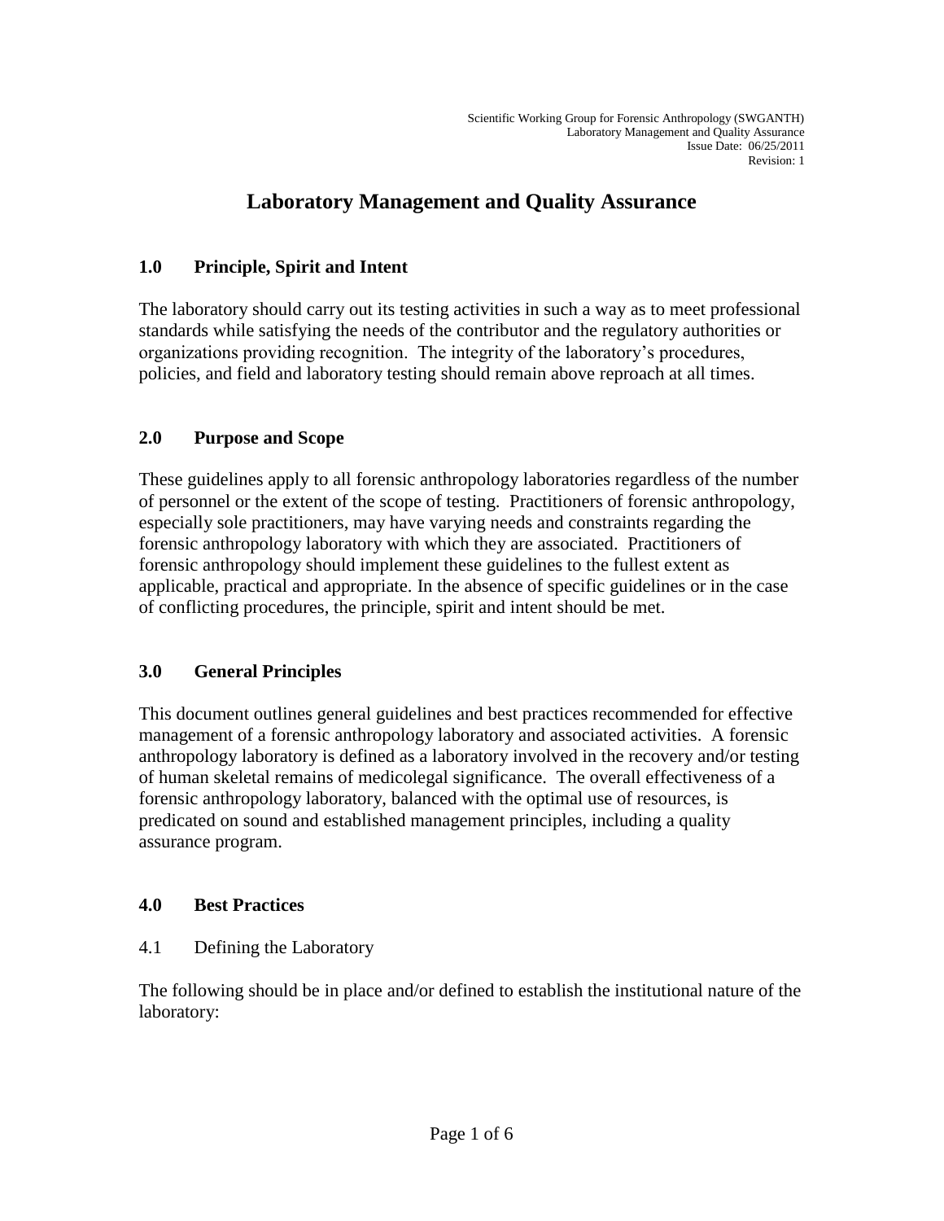# Laboratory Management and Quality Assurance

## 1.0 Principle, Spirit and Intent

The laboratory should carry out its testing activities in such a way as to meet professional standards while satisfying the needs of the contributor and the regulatory authorities or organizations providing recognition. The integrity of the laboratory's procedures, policies, and field and laboratory testing should remain above reproach at all times.

## 2.0 Purpose and Scope

These guidelines apply to all forensic anthropology laboratories regardless of the number of personnel or the extent of the scope of testing. Practitioners of forensic anthropology, especially sole practitioners, may have varying needs and constraints regarding the forensic anthropology laboratory with which they are associated. Practitioners of forensic anthropology should implement these guidelines to the fullest extent as applicable, practical and appropriate. In the absence of specific guidelines or in the case of conflicting procedures, the principle, spirit and intent should be met.

## 3.0 General Principles

This document outlines general guidelines and best practices recommended for effective management of a forensic anthropology laboratory and associated activities. A forensic anthropology laboratory is defined as a laboratory involved in the recovery and/or testing of human skeletal remains of medicolegal significance. The overall effectiveness of a forensic anthropology laboratory, balanced with the optimal use of resources, is predicated on sound and established management principles, including a quality assurance program.

## 4.0 Best Practices

### 4.1 Defining the Laboratory

The following should be in place and/or defined to establish the institutional nature of the laboratory: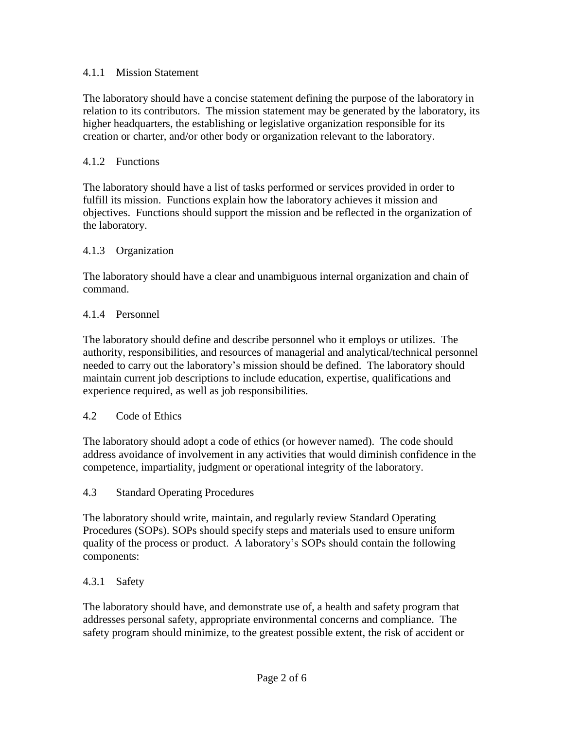#### 4.1.1 Mission Statement

The laboratory should have a concise statement defining the purpose of the laboratory in relation to its contributors. The mission statement may be generated by the laboratory, its higher headquarters, the establishing or legislative organization responsible for its creation or charter, and/or other body or organization relevant to the laboratory.

#### 4.1.2 Functions

The laboratory should have a list of tasks performed or services provided in order to fulfill its mission. Functions explain how the laboratory achieves it mission and objectives. Functions should support the mission and be reflected in the organization of the laboratory.

#### 4.1.3 Organization

The laboratory should have a clear and unambiguous internal organization and chain of command.

#### 4.1.4 Personnel

The laboratory should define and describe personnel who it employs or utilizes. The authority, responsibilities, and resources of managerial and analytical/technical personnel needed to carry out the laboratory's mission should be defined. The laboratory should maintain current job descriptions to include education, expertise, qualifications and experience required, as well as job responsibilities.

### 4.2 Code of Ethics

The laboratory should adopt a code of ethics (or however named). The code should address avoidance of involvement in any activities that would diminish confidence in the competence, impartiality, judgment or operational integrity of the laboratory.

### 4.3 Standard Operating Procedures

The laboratory should write, maintain, and regularly review Standard Operating Procedures (SOPs). SOPs should specify steps and materials used to ensure uniform quality of the process or product. A laboratory's SOPs should contain the following components:

#### 4.3.1 Safety

The laboratory should have, and demonstrate use of, a health and safety program that addresses personal safety, appropriate environmental concerns and compliance. The safety program should minimize, to the greatest possible extent, the risk of accident or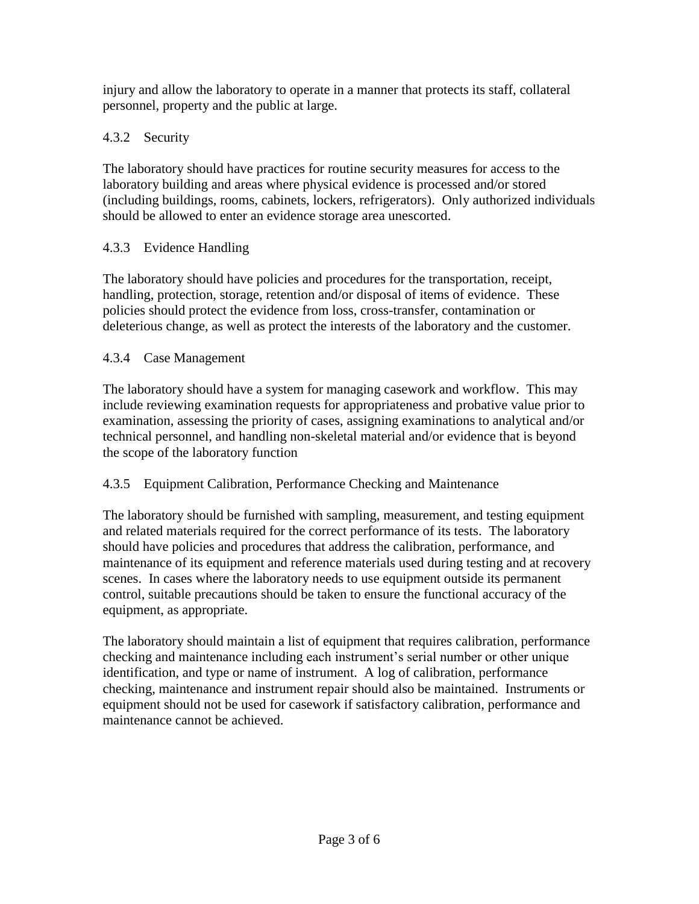injury and allow the laboratory to operate in a manner that protects its staff, collateral personnel, property and the public at large.

### 4.3.2 Security

The laboratory should have practices for routine security measures for access to the laboratory building and areas where physical evidence is processed and/or stored (including buildings, rooms, cabinets, lockers, refrigerators). Only authorized individuals should be allowed to enter an evidence storage area unescorted.

### 4.3.3 Evidence Handling

The laboratory should have policies and procedures for the transportation, receipt, handling, protection, storage, retention and/or disposal of items of evidence. These policies should protect the evidence from loss, cross-transfer, contamination or deleterious change, as well as protect the interests of the laboratory and the customer.

### 4.3.4 Case Management

The laboratory should have a system for managing casework and workflow. This may include reviewing examination requests for appropriateness and probative value prior to examination, assessing the priority of cases, assigning examinations to analytical and/or technical personnel, and handling non-skeletal material and/or evidence that is beyond the scope of the laboratory function

### 4.3.5 Equipment Calibration, Performance Checking and Maintenance

The laboratory should be furnished with sampling, measurement, and testing equipment and related materials required for the correct performance of its tests. The laboratory should have policies and procedures that address the calibration, performance, and maintenance of its equipment and reference materials used during testing and at recovery scenes. In cases where the laboratory needs to use equipment outside its permanent control, suitable precautions should be taken to ensure the functional accuracy of the equipment, as appropriate.

The laboratory should maintain a list of equipment that requires calibration, performance checking and maintenance including each instrument's serial number or other unique identification, and type or name of instrument. A log of calibration, performance checking, maintenance and instrument repair should also be maintained. Instruments or equipment should not be used for casework if satisfactory calibration, performance and maintenance cannot be achieved.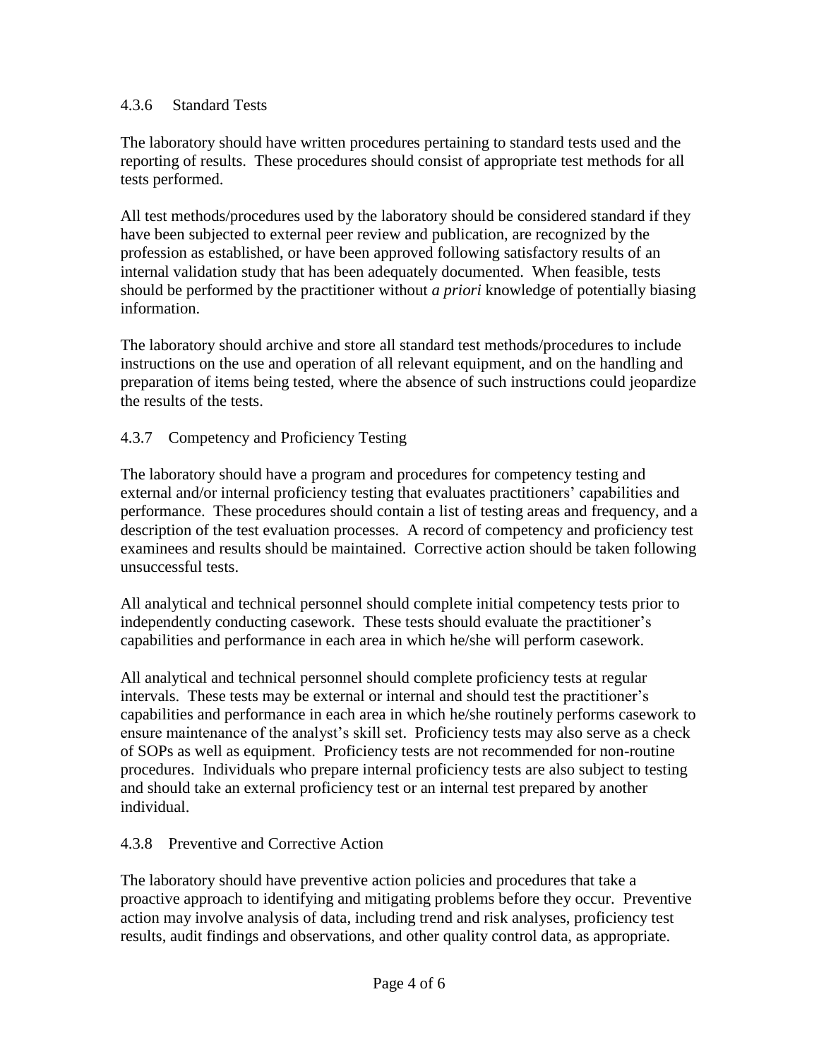### 4.3.6 Standard Tests

The laboratory should have written procedures pertaining to standard tests used and the reporting of results. These procedures should consist of appropriate test methods for all tests performed.

All test methods/procedures used by the laboratory should be considered standard if they have been subjected to external peer review and publication, are recognized by the profession as established, or have been approved following satisfactory results of an internal validation study that has been adequately documented. When feasible, tests should be performed by the practitioner without *a priori* knowledge of potentially biasing information.

The laboratory should archive and store all standard test methods/procedures to include instructions on the use and operation of all relevant equipment, and on the handling and preparation of items being tested, where the absence of such instructions could jeopardize the results of the tests.

### 4.3.7 Competency and Proficiency Testing

The laboratory should have a program and procedures for competency testing and external and/or internal proficiency testing that evaluates practitioners' capabilities and performance. These procedures should contain a list of testing areas and frequency, and a description of the test evaluation processes. A record of competency and proficiency test examinees and results should be maintained. Corrective action should be taken following unsuccessful tests.

All analytical and technical personnel should complete initial competency tests prior to independently conducting casework. These tests should evaluate the practitioner's capabilities and performance in each area in which he/she will perform casework.

All analytical and technical personnel should complete proficiency tests at regular intervals. These tests may be external or internal and should test the practitioner's capabilities and performance in each area in which he/she routinely performs casework to ensure maintenance of the analyst's skill set. Proficiency tests may also serve as a check of SOPs as well as equipment. Proficiency tests are not recommended for non-routine procedures. Individuals who prepare internal proficiency tests are also subject to testing and should take an external proficiency test or an internal test prepared by another individual.

### 4.3.8 Preventive and Corrective Action

The laboratory should have preventive action policies and procedures that take a proactive approach to identifying and mitigating problems before they occur. Preventive action may involve analysis of data, including trend and risk analyses, proficiency test results, audit findings and observations, and other quality control data, as appropriate.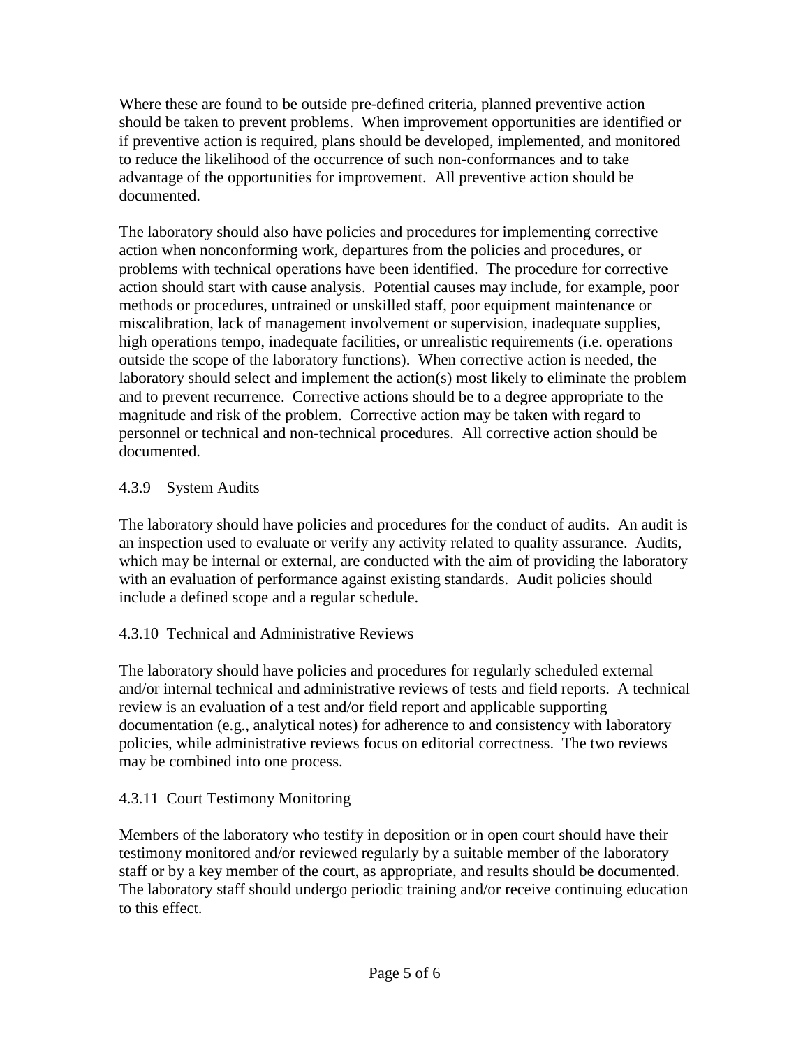Where these are found to be outside pre-defined criteria, planned preventive action should be taken to prevent problems. When improvement opportunities are identified or if preventive action is required, plans should be developed, implemented, and monitored to reduce the likelihood of the occurrence of such non-conformances and to take advantage of the opportunities for improvement. All preventive action should be documented.

The laboratory should also have policies and procedures for implementing corrective action when nonconforming work, departures from the policies and procedures, or problems with technical operations have been identified. The procedure for corrective action should start with cause analysis. Potential causes may include, for example, poor methods or procedures, untrained or unskilled staff, poor equipment maintenance or miscalibration, lack of management involvement or supervision, inadequate supplies, high operations tempo, inadequate facilities, or unrealistic requirements (i.e. operations outside the scope of the laboratory functions). When corrective action is needed, the laboratory should select and implement the action(s) most likely to eliminate the problem and to prevent recurrence. Corrective actions should be to a degree appropriate to the magnitude and risk of the problem. Corrective action may be taken with regard to personnel or technical and non-technical procedures. All corrective action should be documented.

#### 4.3.9 System Audits

The laboratory should have policies and procedures for the conduct of audits. An audit is an inspection used to evaluate or verify any activity related to quality assurance. Audits, which may be internal or external, are conducted with the aim of providing the laboratory with an evaluation of performance against existing standards. Audit policies should include a defined scope and a regular schedule.

#### 4.3.10 Technical and Administrative Reviews

The laboratory should have policies and procedures for regularly scheduled external and/or internal technical and administrative reviews of tests and field reports. A technical review is an evaluation of a test and/or field report and applicable supporting documentation (e.g., analytical notes) for adherence to and consistency with laboratory policies, while administrative reviews focus on editorial correctness. The two reviews may be combined into one process.

#### 4.3.11 Court Testimony Monitoring

Members of the laboratory who testify in deposition or in open court should have their testimony monitored and/or reviewed regularly by a suitable member of the laboratory staff or by a key member of the court, as appropriate, and results should be documented. The laboratory staff should undergo periodic training and/or receive continuing education to this effect.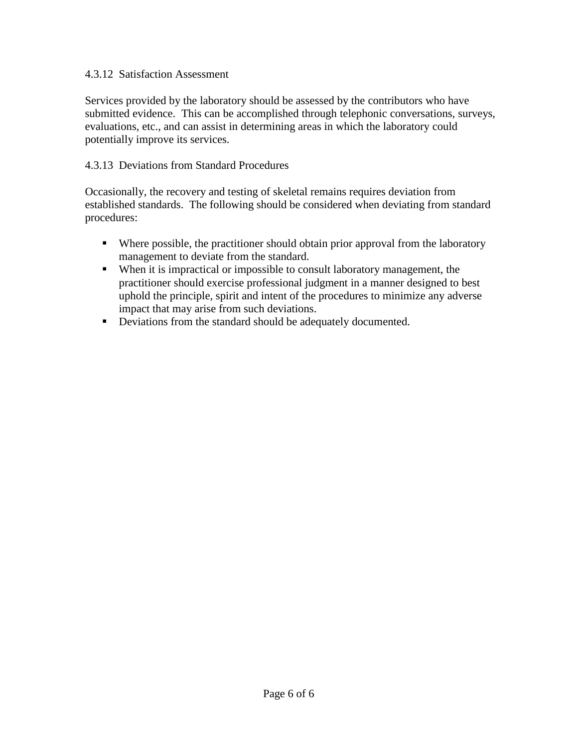#### 4.3.12 Satisfaction Assessment

Services provided by the laboratory should be assessed by the contributors who have submitted evidence. This can be accomplished through telephonic conversations, surveys, evaluations, etc., and can assist in determining areas in which the laboratory could potentially improve its services.

#### 4.3.13 Deviations from Standard Procedures

Occasionally, the recovery and testing of skeletal remains requires deviation from established standards. The following should be considered when deviating from standard procedures:

- Where possible, the practitioner should obtain prior approval from the laboratory management to deviate from the standard.
- When it is impractical or impossible to consult laboratory management, the practitioner should exercise professional judgment in a manner designed to best uphold the principle, spirit and intent of the procedures to minimize any adverse impact that may arise from such deviations.
- Deviations from the standard should be adequately documented.